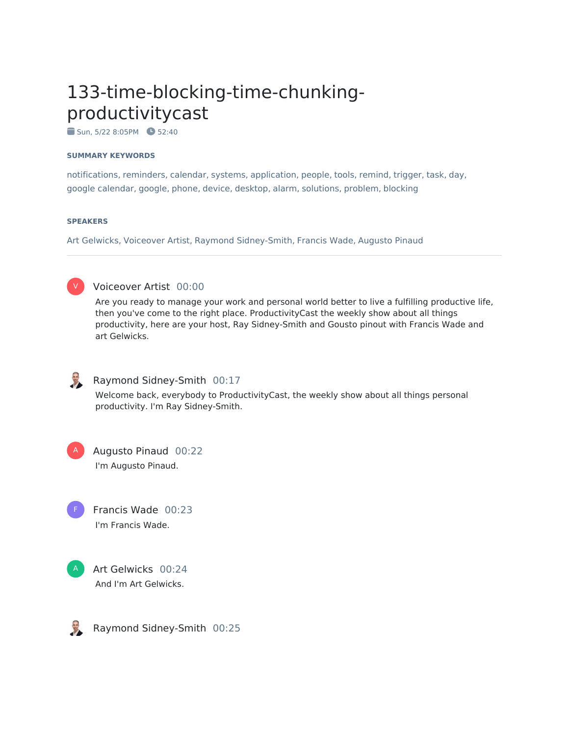# 133-time-blocking-time-chunking-productivitycast

Sun, 5/22 8:05PM  52:40

#### SUMMARY KEYWORDS

notifications, reminders, calendar, systems, application, people, tools, remind, trigger, task, day, google calendar, google, phone, device, desktop, alarm, solutions, problem, blocking

#### SPEAKERS

Art Gelwicks, Voiceover Artist, Raymond Sidney-Smith, Francis Wade, Augusto Pinaud

---

**Voiceover Artist** 00:00

Are you ready to manage your work and personal world better to live a fulfilling productive life, then you've come to the right place. ProductivityCast the weekly show about all things productivity, here are your host, Ray Sidney-Smith and Gousto pinout with Francis Wade and art Gelwicks.

**Raymond Sidney-Smith** 00:17

Welcome back, everybody to ProductivityCast, the weekly show about all things personal productivity. I'm Ray Sidney-Smith.

**Augusto Pinaud** 00:22

I'm Augusto Pinaud.

**Francis Wade** 00:23

I'm Francis Wade.

**Art Gelwicks** 00:24

And I'm Art Gelwicks.

**Raymond Sidney-Smith** 00:25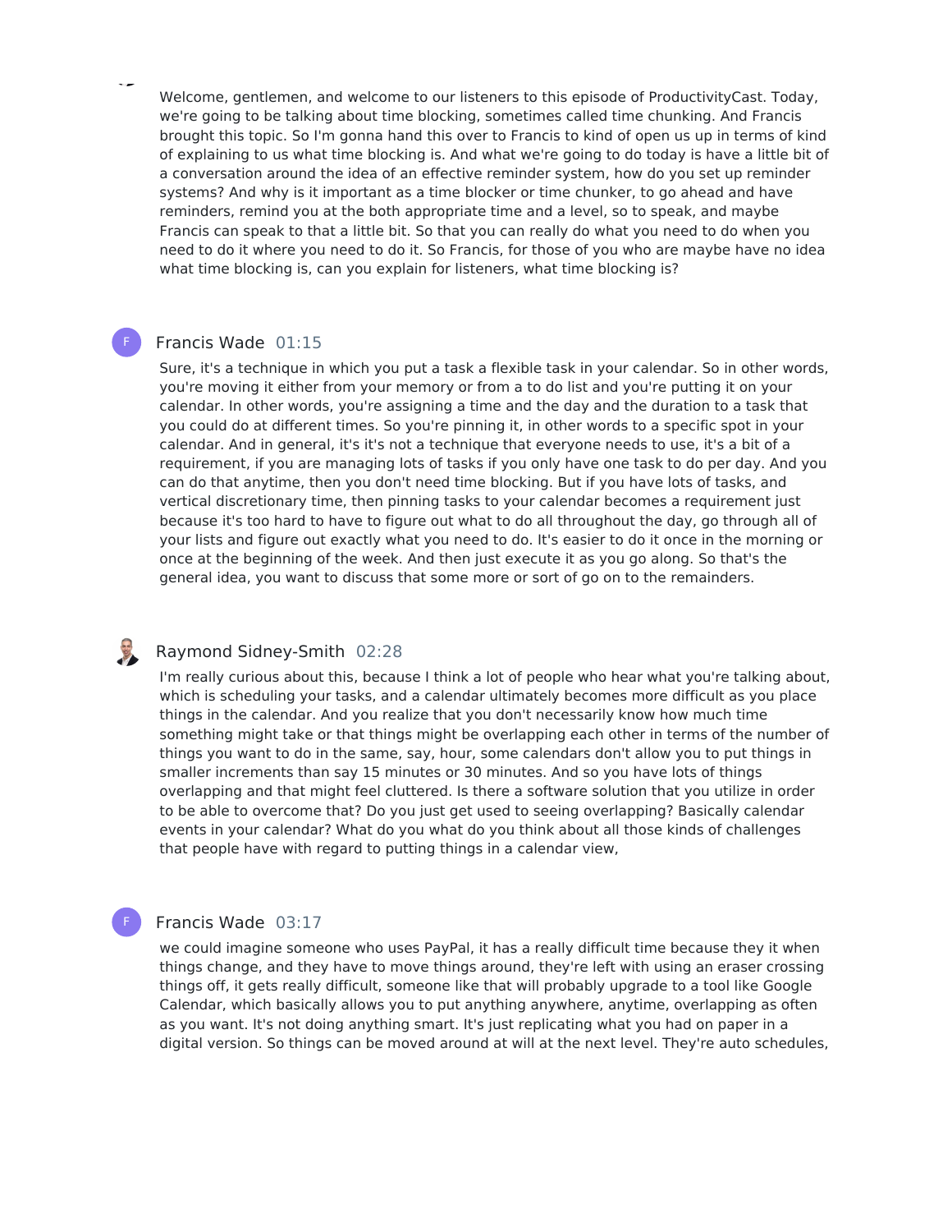Welcome, gentlemen, and welcome to our listeners to this episode of ProductivityCast. Today, we're going to be talking about time blocking, sometimes called time chunking. And Francis brought this topic. So I'm gonna hand this over to Francis to kind of open us up in terms of kind of explaining to us what time blocking is. And what we're going to do today is have a little bit of a conversation around the idea of an effective reminder system, how do you set up reminder systems? And why is it important as a time blocker or time chunker, to go ahead and have reminders, remind you at the both appropriate time and a level, so to speak, and maybe Francis can speak to that a little bit. So that you can really do what you need to do when you need to do it where you need to do it. So Francis, for those of you who are maybe have no idea what time blocking is, can you explain for listeners, what time blocking is?

**Francis Wade** 01:15

Sure, it's a technique in which you put a task a flexible task in your calendar. So in other words, you're moving it either from your memory or from a to do list and you're putting it on your calendar. In other words, you're assigning a time and the day and the duration to a task that you could do at different times. So you're pinning it, in other words to a specific spot in your calendar. And in general, it's it's not a technique that everyone needs to use, it's a bit of a requirement, if you are managing lots of tasks if you only have one task to do per day. And you can do that anytime, then you don't need time blocking. But if you have lots of tasks, and vertical discretionary time, then pinning tasks to your calendar becomes a requirement just because it's too hard to have to figure out what to do all throughout the day, go through all of your lists and figure out exactly what you need to do. It's easier to do it once in the morning or once at the beginning of the week. And then just execute it as you go along. So that's the general idea, you want to discuss that some more or sort of go on to the remainders.

**Raymond Sidney-Smith** 02:28

I'm really curious about this, because I think a lot of people who hear what you're talking about, which is scheduling your tasks, and a calendar ultimately becomes more difficult as you place things in the calendar. And you realize that you don't necessarily know how much time something might take or that things might be overlapping each other in terms of the number of things you want to do in the same, say, hour, some calendars don't allow you to put things in smaller increments than say 15 minutes or 30 minutes. And so you have lots of things overlapping and that might feel cluttered. Is there a software solution that you utilize in order to be able to overcome that? Do you just get used to seeing overlapping? Basically calendar events in your calendar? What do you what do you think about all those kinds of challenges that people have with regard to putting things in a calendar view,

**Francis Wade** 03:17

we could imagine someone who uses PayPal, it has a really difficult time because they it when things change, and they have to move things around, they're left with using an eraser crossing things off, it gets really difficult, someone like that will probably upgrade to a tool like Google Calendar, which basically allows you to put anything anywhere, anytime, overlapping as often as you want. It's not doing anything smart. It's just replicating what you had on paper in a digital version. So things can be moved around at will at the next level. They're auto schedules,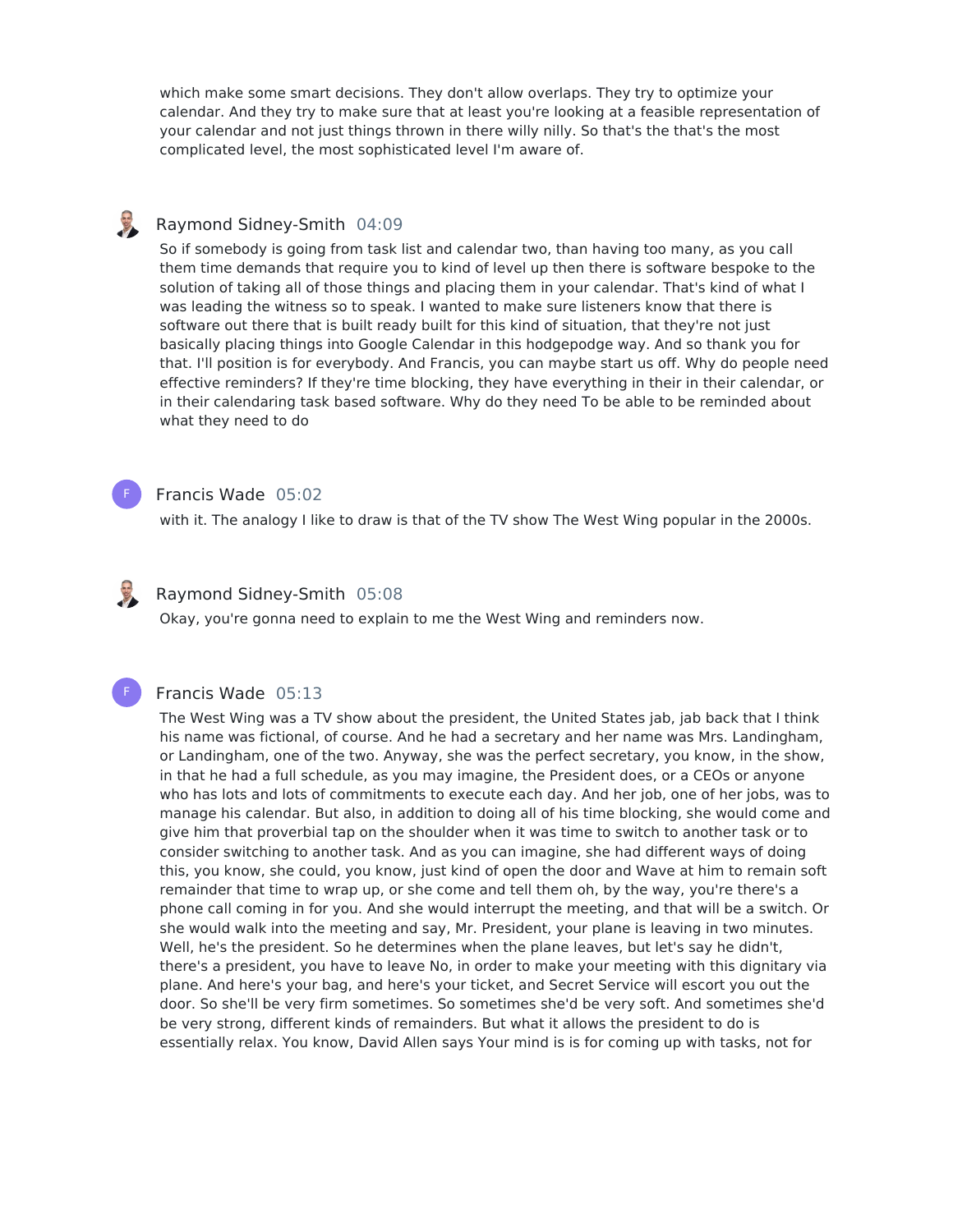which make some smart decisions. They don't allow overlaps. They try to optimize your calendar. And they try to make sure that at least you're looking at a feasible representation of your calendar and not just things thrown in there willy nilly. So that's the that's the most complicated level, the most sophisticated level I'm aware of.

**Raymond Sidney-Smith** 04:09

So if somebody is going from task list and calendar two, than having too many, as you call them time demands that require you to kind of level up then there is software bespoke to the solution of taking all of those things and placing them in your calendar. That's kind of what I was leading the witness so to speak. I wanted to make sure listeners know that there is software out there that is built ready built for this kind of situation, that they're not just basically placing things into Google Calendar in this hodgepodge way. And so thank you for that. I'll position is for everybody. And Francis, you can maybe start us off. Why do people need effective reminders? If they're time blocking, they have everything in their in their calendar, or in their calendaring task based software. Why do they need To be able to be reminded about what they need to do

**Francis Wade** 05:02

with it. The analogy I like to draw is that of the TV show The West Wing popular in the 2000s.

**Raymond Sidney-Smith** 05:08

Okay, you're gonna need to explain to me the West Wing and reminders now.

**Francis Wade** 05:13

The West Wing was a TV show about the president, the United States jab, jab back that I think his name was fictional, of course. And he had a secretary and her name was Mrs. Landingham, or Landingham, one of the two. Anyway, she was the perfect secretary, you know, in the show, in that he had a full schedule, as you may imagine, the President does, or a CEOs or anyone who has lots and lots of commitments to execute each day. And her job, one of her jobs, was to manage his calendar. But also, in addition to doing all of his time blocking, she would come and give him that proverbial tap on the shoulder when it was time to switch to another task or to consider switching to another task. And as you can imagine, she had different ways of doing this, you know, she could, you know, just kind of open the door and Wave at him to remain soft remainder that time to wrap up, or she come and tell them oh, by the way, you're there's a phone call coming in for you. And she would interrupt the meeting, and that will be a switch. Or she would walk into the meeting and say, Mr. President, your plane is leaving in two minutes. Well, he's the president. So he determines when the plane leaves, but let's say he didn't, there's a president, you have to leave No, in order to make your meeting with this dignitary via plane. And here's your bag, and here's your ticket, and Secret Service will escort you out the door. So she'll be very firm sometimes. So sometimes she'd be very soft. And sometimes she'd be very strong, different kinds of remainders. But what it allows the president to do is essentially relax. You know, David Allen says Your mind is is for coming up with tasks, not for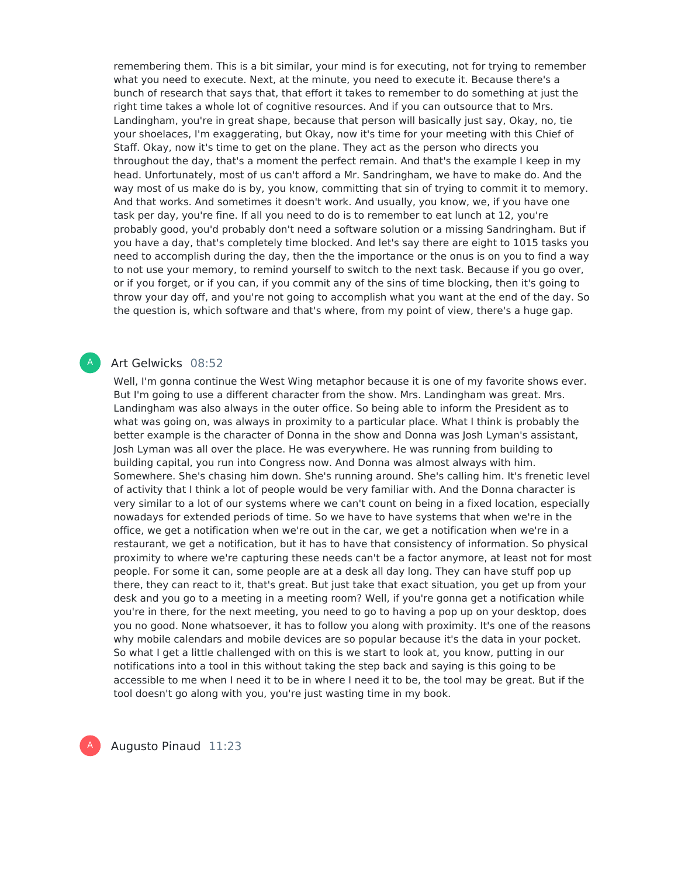remembering them. This is a bit similar, your mind is for executing, not for trying to remember what you need to execute. Next, at the minute, you need to execute it. Because there's a bunch of research that says that, that effort it takes to remember to do something at just the right time takes a whole lot of cognitive resources. And if you can outsource that to Mrs. Landingham, you're in great shape, because that person will basically just say, Okay, no, tie your shoelaces, I'm exaggerating, but Okay, now it's time for your meeting with this Chief of Staff. Okay, now it's time to get on the plane. They act as the person who directs you throughout the day, that's a moment the perfect remain. And that's the example I keep in my head. Unfortunately, most of us can't afford a Mr. Sandringham, we have to make do. And the way most of us make do is by, you know, committing that sin of trying to commit it to memory. And that works. And sometimes it doesn't work. And usually, you know, we, if you have one task per day, you're fine. If all you need to do is to remember to eat lunch at 12, you're probably good, you'd probably don't need a software solution or a missing Sandringham. But if you have a day, that's completely time blocked. And let's say there are eight to 1015 tasks you need to accomplish during the day, then the the importance or the onus is on you to find a way to not use your memory, to remind yourself to switch to the next task. Because if you go over, or if you forget, or if you can, if you commit any of the sins of time blocking, then it's going to throw your day off, and you're not going to accomplish what you want at the end of the day. So the question is, which software and that's where, from my point of view, there's a huge gap.

**Art Gelwicks** 08:52

Well, I'm gonna continue the West Wing metaphor because it is one of my favorite shows ever. But I'm going to use a different character from the show. Mrs. Landingham was great. Mrs. Landingham was also always in the outer office. So being able to inform the President as to what was going on, was always in proximity to a particular place. What I think is probably the better example is the character of Donna in the show and Donna was Josh Lyman's assistant, Josh Lyman was all over the place. He was everywhere. He was running from building to building capital, you run into Congress now. And Donna was almost always with him. Somewhere. She's chasing him down. She's running around. She's calling him. It's frenetic level of activity that I think a lot of people would be very familiar with. And the Donna character is very similar to a lot of our systems where we can't count on being in a fixed location, especially nowadays for extended periods of time. So we have to have systems that when we're in the office, we get a notification when we're out in the car, we get a notification when we're in a restaurant, we get a notification, but it has to have that consistency of information. So physical proximity to where we're capturing these needs can't be a factor anymore, at least not for most people. For some it can, some people are at a desk all day long. They can have stuff pop up there, they can react to it, that's great. But just take that exact situation, you get up from your desk and you go to a meeting in a meeting room? Well, if you're gonna get a notification while you're in there, for the next meeting, you need to go to having a pop up on your desktop, does you no good. None whatsoever, it has to follow you along with proximity. It's one of the reasons why mobile calendars and mobile devices are so popular because it's the data in your pocket. So what I get a little challenged with on this is we start to look at, you know, putting in our notifications into a tool in this without taking the step back and saying is this going to be accessible to me when I need it to be in where I need it to be, the tool may be great. But if the tool doesn't go along with you, you're just wasting time in my book.

**Augusto Pinaud** 11:23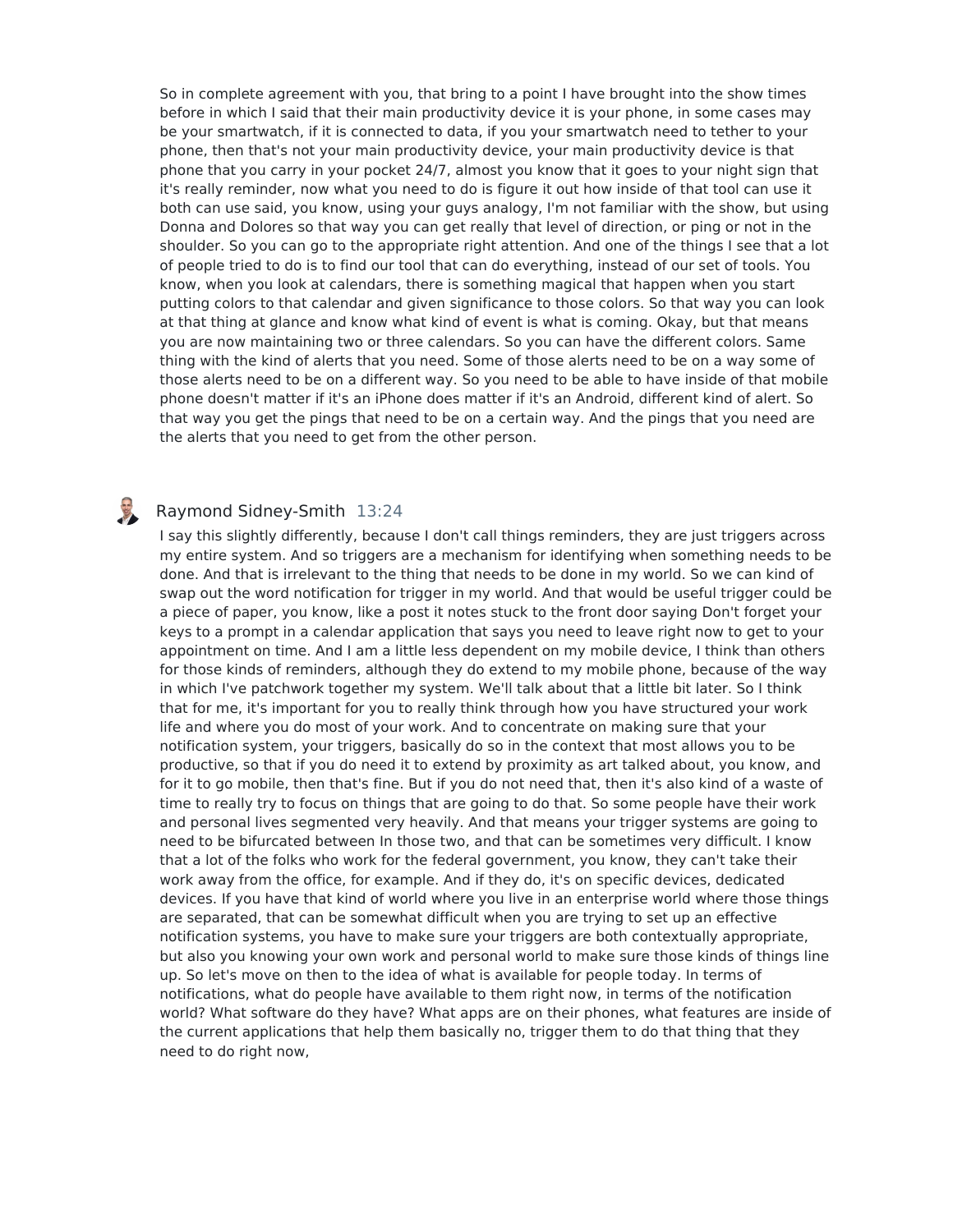So in complete agreement with you, that bring to a point I have brought into the show times before in which I said that their main productivity device it is your phone, in some cases may be your smartwatch, if it is connected to data, if you your smartwatch need to tether to your phone, then that's not your main productivity device, your main productivity device is that phone that you carry in your pocket 24/7, almost you know that it goes to your night sign that it's really reminder, now what you need to do is figure it out how inside of that tool can use it both can use said, you know, using your guys analogy, I'm not familiar with the show, but using Donna and Dolores so that way you can get really that level of direction, or ping or not in the shoulder. So you can go to the appropriate right attention. And one of the things I see that a lot of people tried to do is to find our tool that can do everything, instead of our set of tools. You know, when you look at calendars, there is something magical that happen when you start putting colors to that calendar and given significance to those colors. So that way you can look at that thing at glance and know what kind of event is what is coming. Okay, but that means you are now maintaining two or three calendars. So you can have the different colors. Same thing with the kind of alerts that you need. Some of those alerts need to be on a way some of those alerts need to be on a different way. So you need to be able to have inside of that mobile phone doesn't matter if it's an iPhone does matter if it's an Android, different kind of alert. So that way you get the pings that need to be on a certain way. And the pings that you need are the alerts that you need to get from the other person.

Raymond Sidney-Smith 13:24

I say this slightly differently, because I don't call things reminders, they are just triggers across my entire system. And so triggers are a mechanism for identifying when something needs to be done. And that is irrelevant to the thing that needs to be done in my world. So we can kind of swap out the word notification for trigger in my world. And that would be useful trigger could be a piece of paper, you know, like a post it notes stuck to the front door saying Don't forget your keys to a prompt in a calendar application that says you need to leave right now to get to your appointment on time. And I am a little less dependent on my mobile device, I think than others for those kinds of reminders, although they do extend to my mobile phone, because of the way in which I've patchwork together my system. We'll talk about that a little bit later. So I think that for me, it's important for you to really think through how you have structured your work life and where you do most of your work. And to concentrate on making sure that your notification system, your triggers, basically do so in the context that most allows you to be productive, so that if you do need it to extend by proximity as art talked about, you know, and for it to go mobile, then that's fine. But if you do not need that, then it's also kind of a waste of time to really try to focus on things that are going to do that. So some people have their work and personal lives segmented very heavily. And that means your trigger systems are going to need to be bifurcated between In those two, and that can be sometimes very difficult. I know that a lot of the folks who work for the federal government, you know, they can't take their work away from the office, for example. And if they do, it's on specific devices, dedicated devices. If you have that kind of world where you live in an enterprise world where those things are separated, that can be somewhat difficult when you are trying to set up an effective notification systems, you have to make sure your triggers are both contextually appropriate, but also you knowing your own work and personal world to make sure those kinds of things line up. So let's move on then to the idea of what is available for people today. In terms of notifications, what do people have available to them right now, in terms of the notification world? What software do they have? What apps are on their phones, what features are inside of the current applications that help them basically no, trigger them to do that thing that they need to do right now,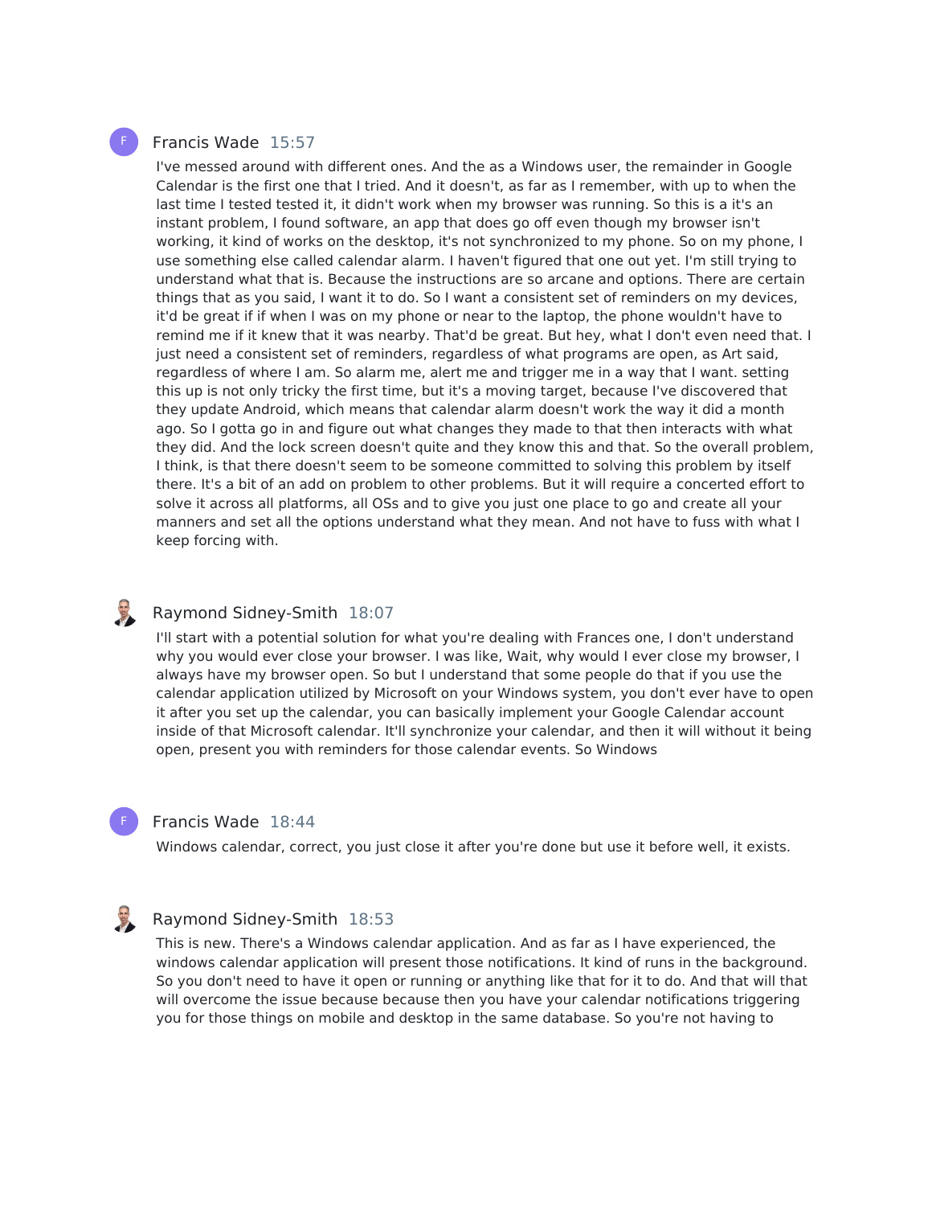Francis Wade 15:57

I've messed around with different ones. And the as a Windows user, the remainder in Google Calendar is the first one that I tried. And it doesn't, as far as I remember, with up to when the last time I tested tested it, it didn't work when my browser was running. So this is a it's an instant problem, I found software, an app that does go off even though my browser isn't working, it kind of works on the desktop, it's not synchronized to my phone. So on my phone, I use something else called calendar alarm. I haven't figured that one out yet. I'm still trying to understand what that is. Because the instructions are so arcane and options. There are certain things that as you said, I want it to do. So I want a consistent set of reminders on my devices, it'd be great if if when I was on my phone or near to the laptop, the phone wouldn't have to remind me if it knew that it was nearby. That'd be great. But hey, what I don't even need that. I just need a consistent set of reminders, regardless of what programs are open, as Art said, regardless of where I am. So alarm me, alert me and trigger me in a way that I want. setting this up is not only tricky the first time, but it's a moving target, because I've discovered that they update Android, which means that calendar alarm doesn't work the way it did a month ago. So I gotta go in and figure out what changes they made to that then interacts with what they did. And the lock screen doesn't quite and they know this and that. So the overall problem, I think, is that there doesn't seem to be someone committed to solving this problem by itself there. It's a bit of an add on problem to other problems. But it will require a concerted effort to solve it across all platforms, all OSs and to give you just one place to go and create all your manners and set all the options understand what they mean. And not have to fuss with what I keep forcing with.

Raymond Sidney-Smith 18:07

I'll start with a potential solution for what you're dealing with Frances one, I don't understand why you would ever close your browser. I was like, Wait, why would I ever close my browser, I always have my browser open. So but I understand that some people do that if you use the calendar application utilized by Microsoft on your Windows system, you don't ever have to open it after you set up the calendar, you can basically implement your Google Calendar account inside of that Microsoft calendar. It'll synchronize your calendar, and then it will without it being open, present you with reminders for those calendar events. So Windows

Francis Wade 18:44

Windows calendar, correct, you just close it after you're done but use it before well, it exists.

Raymond Sidney-Smith 18:53

This is new. There's a Windows calendar application. And as far as I have experienced, the windows calendar application will present those notifications. It kind of runs in the background. So you don't need to have it open or running or anything like that for it to do. And that will that will overcome the issue because because then you have your calendar notifications triggering you for those things on mobile and desktop in the same database. So you're not having to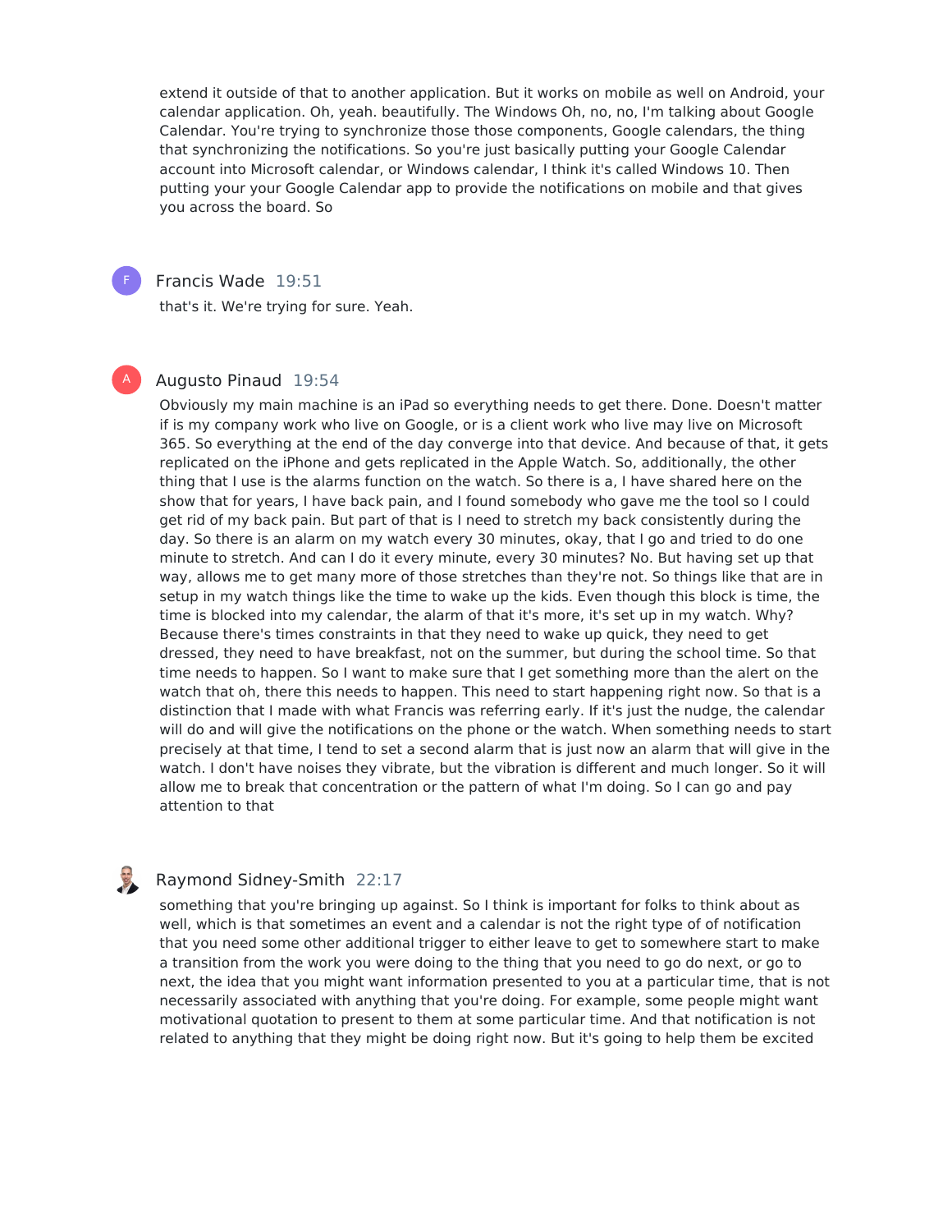extend it outside of that to another application. But it works on mobile as well on Android, your calendar application. Oh, yeah. beautifully. The Windows Oh, no, no, I'm talking about Google Calendar. You're trying to synchronize those those components, Google calendars, the thing that synchronizing the notifications. So you're just basically putting your Google Calendar account into Microsoft calendar, or Windows calendar, I think it's called Windows 10. Then putting your your Google Calendar app to provide the notifications on mobile and that gives you across the board. So

**Francis Wade** 19:51

that's it. We're trying for sure. Yeah.

**Augusto Pinaud** 19:54

Obviously my main machine is an iPad so everything needs to get there. Done. Doesn't matter if is my company work who live on Google, or is a client work who live may live on Microsoft 365. So everything at the end of the day converge into that device. And because of that, it gets replicated on the iPhone and gets replicated in the Apple Watch. So, additionally, the other thing that I use is the alarms function on the watch. So there is a, I have shared here on the show that for years, I have back pain, and I found somebody who gave me the tool so I could get rid of my back pain. But part of that is I need to stretch my back consistently during the day. So there is an alarm on my watch every 30 minutes, okay, that I go and tried to do one minute to stretch. And can I do it every minute, every 30 minutes? No. But having set up that way, allows me to get many more of those stretches than they're not. So things like that are in setup in my watch things like the time to wake up the kids. Even though this block is time, the time is blocked into my calendar, the alarm of that it's more, it's set up in my watch. Why? Because there's times constraints in that they need to wake up quick, they need to get dressed, they need to have breakfast, not on the summer, but during the school time. So that time needs to happen. So I want to make sure that I get something more than the alert on the watch that oh, there this needs to happen. This need to start happening right now. So that is a distinction that I made with what Francis was referring early. If it's just the nudge, the calendar will do and will give the notifications on the phone or the watch. When something needs to start precisely at that time, I tend to set a second alarm that is just now an alarm that will give in the watch. I don't have noises they vibrate, but the vibration is different and much longer. So it will allow me to break that concentration or the pattern of what I'm doing. So I can go and pay attention to that

**Raymond Sidney-Smith** 22:17

something that you're bringing up against. So I think is important for folks to think about as well, which is that sometimes an event and a calendar is not the right type of of notification that you need some other additional trigger to either leave to get to somewhere start to make a transition from the work you were doing to the thing that you need to go do next, or go to next, the idea that you might want information presented to you at a particular time, that is not necessarily associated with anything that you're doing. For example, some people might want motivational quotation to present to them at some particular time. And that notification is not related to anything that they might be doing right now. But it's going to help them be excited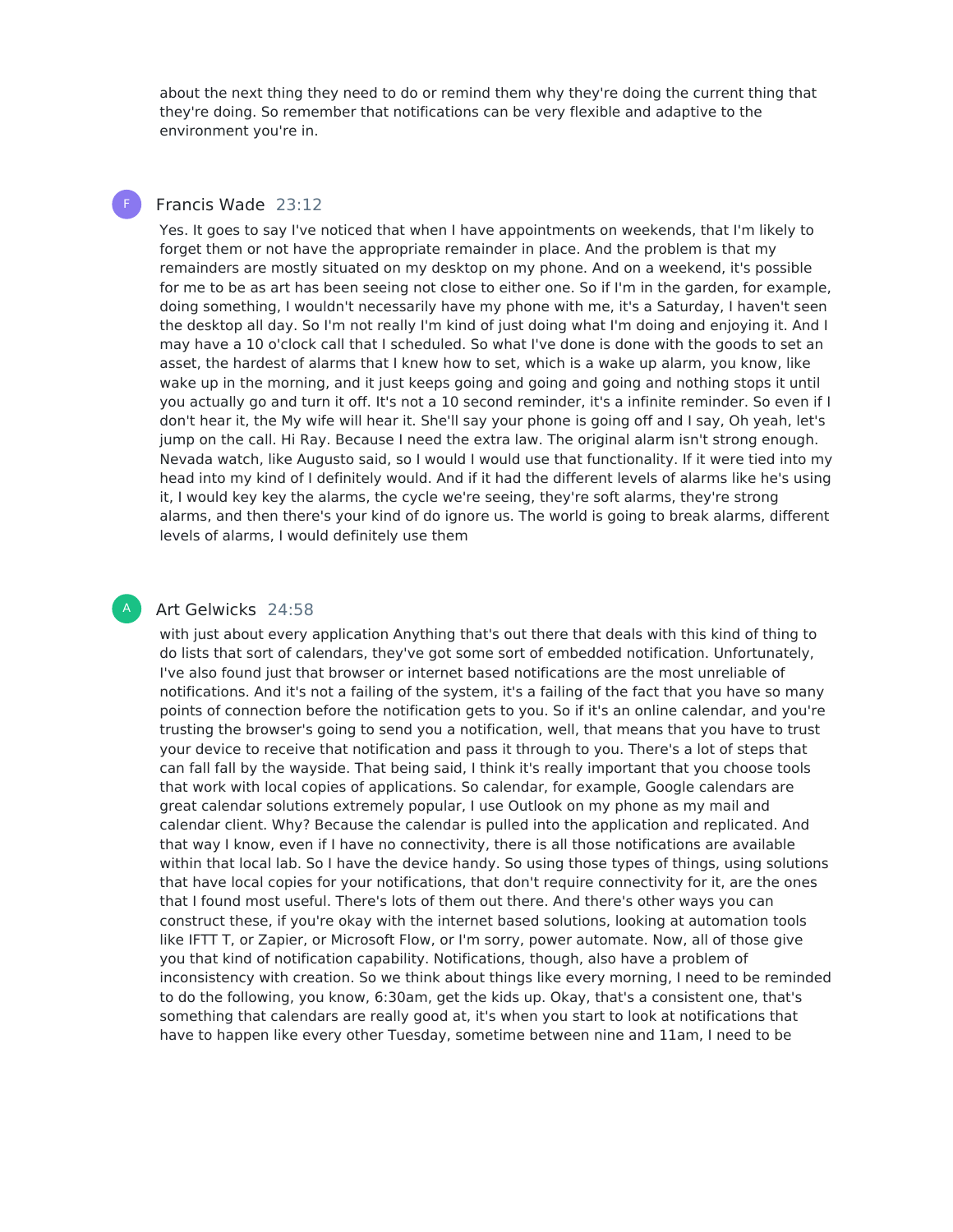about the next thing they need to do or remind them why they're doing the current thing that they're doing. So remember that notifications can be very flexible and adaptive to the environment you're in.

F **Francis Wade** 23:12

Yes. It goes to say I've noticed that when I have appointments on weekends, that I'm likely to forget them or not have the appropriate remainder in place. And the problem is that my remainders are mostly situated on my desktop on my phone. And on a weekend, it's possible for me to be as art has been seeing not close to either one. So if I'm in the garden, for example, doing something, I wouldn't necessarily have my phone with me, it's a Saturday, I haven't seen the desktop all day. So I'm not really I'm kind of just doing what I'm doing and enjoying it. And I may have a 10 o'clock call that I scheduled. So what I've done is done with the goods to set an asset, the hardest of alarms that I knew how to set, which is a wake up alarm, you know, like wake up in the morning, and it just keeps going and going and going and nothing stops it until you actually go and turn it off. It's not a 10 second reminder, it's a infinite reminder. So even if I don't hear it, the My wife will hear it. She'll say your phone is going off and I say, Oh yeah, let's jump on the call. Hi Ray. Because I need the extra law. The original alarm isn't strong enough. Nevada watch, like Augusto said, so I would I would use that functionality. If it were tied into my head into my kind of I definitely would. And if it had the different levels of alarms like he's using it, I would key key the alarms, the cycle we're seeing, they're soft alarms, they're strong alarms, and then there's your kind of do ignore us. The world is going to break alarms, different levels of alarms, I would definitely use them

A **Art Gelwicks** 24:58

with just about every application Anything that's out there that deals with this kind of thing to do lists that sort of calendars, they've got some sort of embedded notification. Unfortunately, I've also found just that browser or internet based notifications are the most unreliable of notifications. And it's not a failing of the system, it's a failing of the fact that you have so many points of connection before the notification gets to you. So if it's an online calendar, and you're trusting the browser's going to send you a notification, well, that means that you have to trust your device to receive that notification and pass it through to you. There's a lot of steps that can fall fall by the wayside. That being said, I think it's really important that you choose tools that work with local copies of applications. So calendar, for example, Google calendars are great calendar solutions extremely popular, I use Outlook on my phone as my mail and calendar client. Why? Because the calendar is pulled into the application and replicated. And that way I know, even if I have no connectivity, there is all those notifications are available within that local lab. So I have the device handy. So using those types of things, using solutions that have local copies for your notifications, that don't require connectivity for it, are the ones that I found most useful. There's lots of them out there. And there's other ways you can construct these, if you're okay with the internet based solutions, looking at automation tools like IFTT T, or Zapier, or Microsoft Flow, or I'm sorry, power automate. Now, all of those give you that kind of notification capability. Notifications, though, also have a problem of inconsistency with creation. So we think about things like every morning, I need to be reminded to do the following, you know, 6:30am, get the kids up. Okay, that's a consistent one, that's something that calendars are really good at, it's when you start to look at notifications that have to happen like every other Tuesday, sometime between nine and 11am, I need to be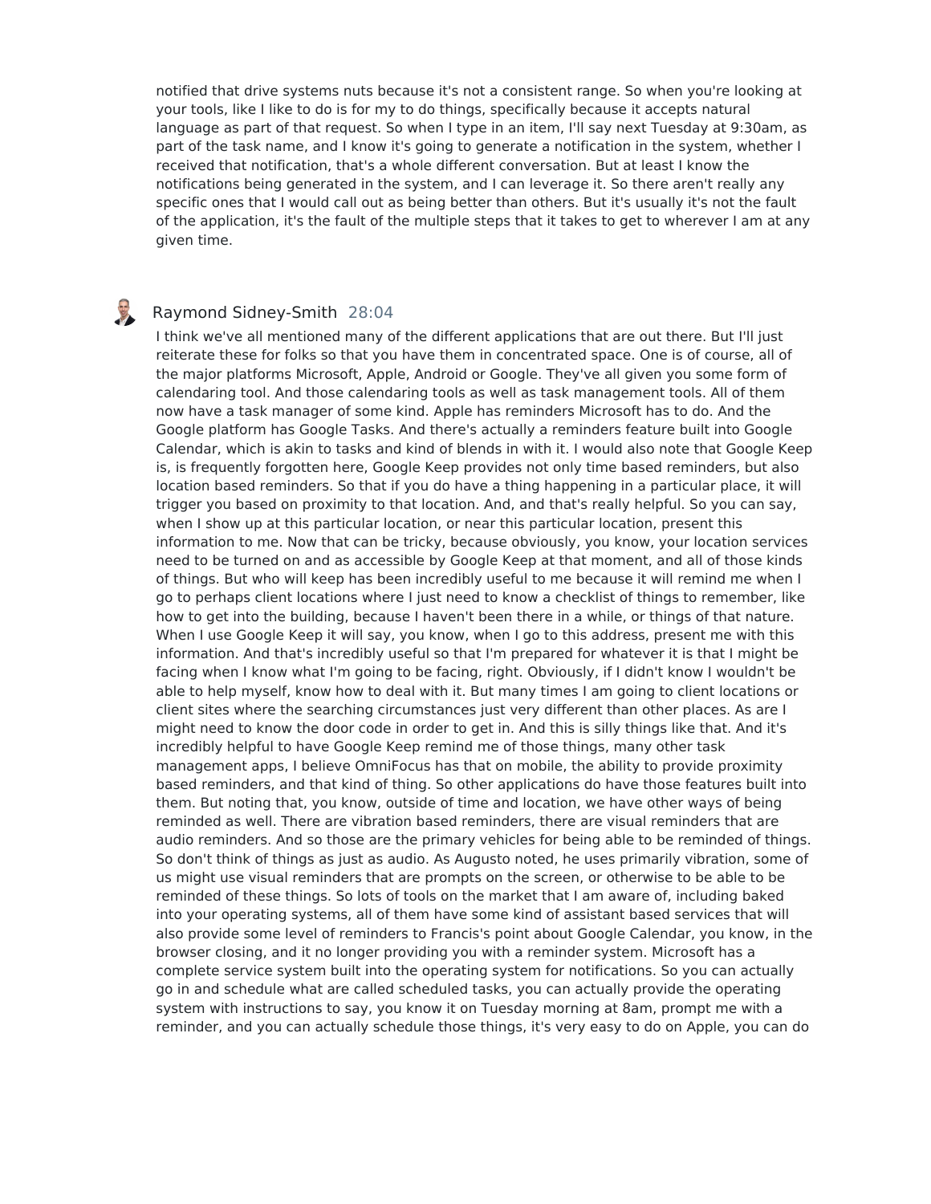notified that drive systems nuts because it's not a consistent range. So when you're looking at your tools, like I like to do is for my to do things, specifically because it accepts natural language as part of that request. So when I type in an item, I'll say next Tuesday at 9:30am, as part of the task name, and I know it's going to generate a notification in the system, whether I received that notification, that's a whole different conversation. But at least I know the notifications being generated in the system, and I can leverage it. So there aren't really any specific ones that I would call out as being better than others. But it's usually it's not the fault of the application, it's the fault of the multiple steps that it takes to get to wherever I am at any given time.

Raymond Sidney-Smith 28:04

I think we've all mentioned many of the different applications that are out there. But I'll just reiterate these for folks so that you have them in concentrated space. One is of course, all of the major platforms Microsoft, Apple, Android or Google. They've all given you some form of calendaring tool. And those calendaring tools as well as task management tools. All of them now have a task manager of some kind. Apple has reminders Microsoft has to do. And the Google platform has Google Tasks. And there's actually a reminders feature built into Google Calendar, which is akin to tasks and kind of blends in with it. I would also note that Google Keep is, is frequently forgotten here, Google Keep provides not only time based reminders, but also location based reminders. So that if you do have a thing happening in a particular place, it will trigger you based on proximity to that location. And, and that's really helpful. So you can say, when I show up at this particular location, or near this particular location, present this information to me. Now that can be tricky, because obviously, you know, your location services need to be turned on and as accessible by Google Keep at that moment, and all of those kinds of things. But who will keep has been incredibly useful to me because it will remind me when I go to perhaps client locations where I just need to know a checklist of things to remember, like how to get into the building, because I haven't been there in a while, or things of that nature. When I use Google Keep it will say, you know, when I go to this address, present me with this information. And that's incredibly useful so that I'm prepared for whatever it is that I might be facing when I know what I'm going to be facing, right. Obviously, if I didn't know I wouldn't be able to help myself, know how to deal with it. But many times I am going to client locations or client sites where the searching circumstances just very different than other places. As are I might need to know the door code in order to get in. And this is silly things like that. And it's incredibly helpful to have Google Keep remind me of those things, many other task management apps, I believe OmniFocus has that on mobile, the ability to provide proximity based reminders, and that kind of thing. So other applications do have those features built into them. But noting that, you know, outside of time and location, we have other ways of being reminded as well. There are vibration based reminders, there are visual reminders that are audio reminders. And so those are the primary vehicles for being able to be reminded of things. So don't think of things as just as audio. As Augusto noted, he uses primarily vibration, some of us might use visual reminders that are prompts on the screen, or otherwise to be able to be reminded of these things. So lots of tools on the market that I am aware of, including baked into your operating systems, all of them have some kind of assistant based services that will also provide some level of reminders to Francis's point about Google Calendar, you know, in the browser closing, and it no longer providing you with a reminder system. Microsoft has a complete service system built into the operating system for notifications. So you can actually go in and schedule what are called scheduled tasks, you can actually provide the operating system with instructions to say, you know it on Tuesday morning at 8am, prompt me with a reminder, and you can actually schedule those things, it's very easy to do on Apple, you can do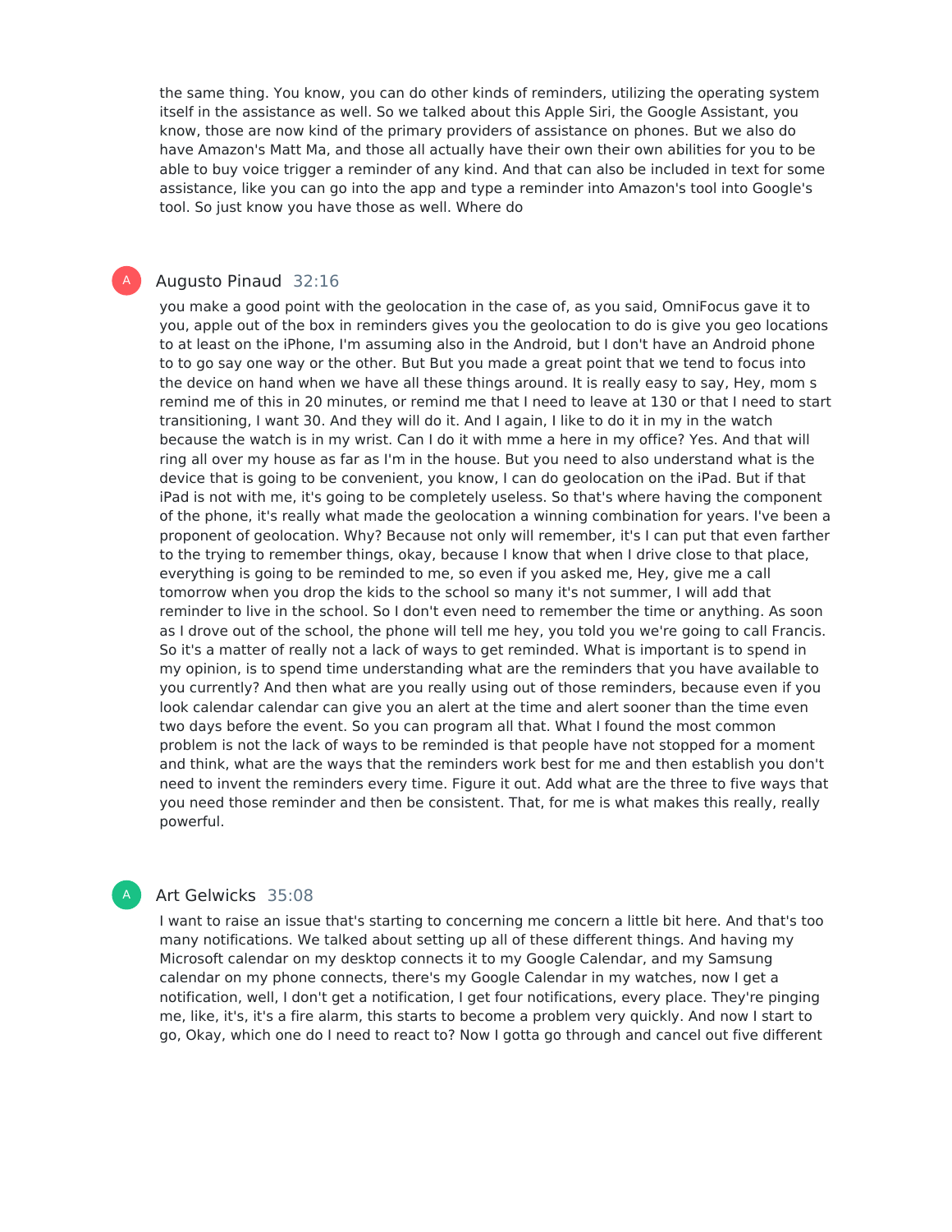the same thing. You know, you can do other kinds of reminders, utilizing the operating system itself in the assistance as well. So we talked about this Apple Siri, the Google Assistant, you know, those are now kind of the primary providers of assistance on phones. But we also do have Amazon's Matt Ma, and those all actually have their own their own abilities for you to be able to buy voice trigger a reminder of any kind. And that can also be included in text for some assistance, like you can go into the app and type a reminder into Amazon's tool into Google's tool. So just know you have those as well. Where do

**Augusto Pinaud** 32:16

you make a good point with the geolocation in the case of, as you said, OmniFocus gave it to you, apple out of the box in reminders gives you the geolocation to do is give you geo locations to at least on the iPhone, I'm assuming also in the Android, but I don't have an Android phone to to go say one way or the other. But But you made a great point that we tend to focus into the device on hand when we have all these things around. It is really easy to say, Hey, mom s remind me of this in 20 minutes, or remind me that I need to leave at 130 or that I need to start transitioning, I want 30. And they will do it. And I again, I like to do it in my in the watch because the watch is in my wrist. Can I do it with mme a here in my office? Yes. And that will ring all over my house as far as I'm in the house. But you need to also understand what is the device that is going to be convenient, you know, I can do geolocation on the iPad. But if that iPad is not with me, it's going to be completely useless. So that's where having the component of the phone, it's really what made the geolocation a winning combination for years. I've been a proponent of geolocation. Why? Because not only will remember, it's I can put that even farther to the trying to remember things, okay, because I know that when I drive close to that place, everything is going to be reminded to me, so even if you asked me, Hey, give me a call tomorrow when you drop the kids to the school so many it's not summer, I will add that reminder to live in the school. So I don't even need to remember the time or anything. As soon as I drove out of the school, the phone will tell me hey, you told you we're going to call Francis. So it's a matter of really not a lack of ways to get reminded. What is important is to spend in my opinion, is to spend time understanding what are the reminders that you have available to you currently? And then what are you really using out of those reminders, because even if you look calendar calendar can give you an alert at the time and alert sooner than the time even two days before the event. So you can program all that. What I found the most common problem is not the lack of ways to be reminded is that people have not stopped for a moment and think, what are the ways that the reminders work best for me and then establish you don't need to invent the reminders every time. Figure it out. Add what are the three to five ways that you need those reminder and then be consistent. That, for me is what makes this really, really powerful.

**Art Gelwicks** 35:08

I want to raise an issue that's starting to concerning me concern a little bit here. And that's too many notifications. We talked about setting up all of these different things. And having my Microsoft calendar on my desktop connects it to my Google Calendar, and my Samsung calendar on my phone connects, there's my Google Calendar in my watches, now I get a notification, well, I don't get a notification, I get four notifications, every place. They're pinging me, like, it's, it's a fire alarm, this starts to become a problem very quickly. And now I start to go, Okay, which one do I need to react to? Now I gotta go through and cancel out five different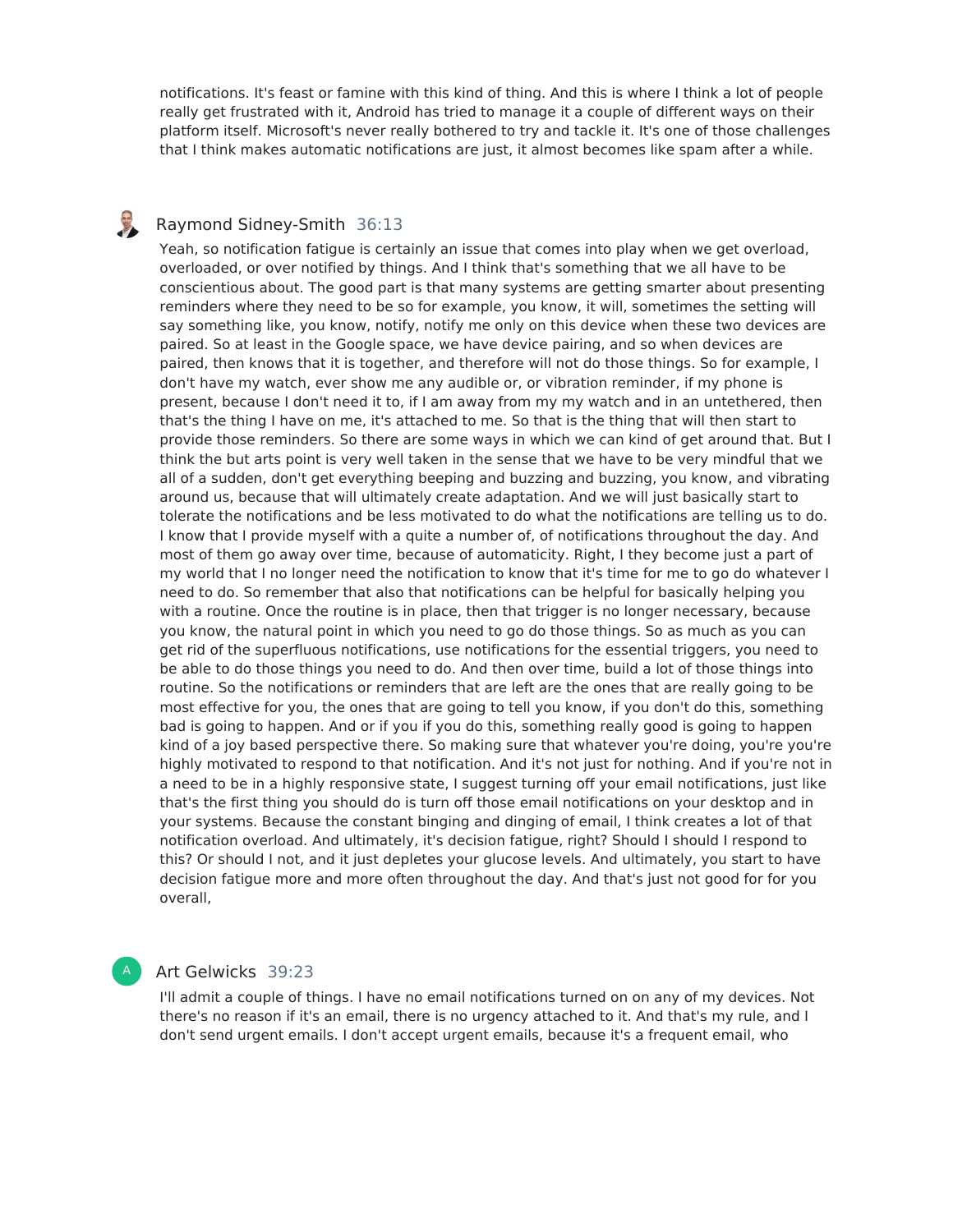notifications. It's feast or famine with this kind of thing. And this is where I think a lot of people really get frustrated with it, Android has tried to manage it a couple of different ways on their platform itself. Microsoft's never really bothered to try and tackle it. It's one of those challenges that I think makes automatic notifications are just, it almost becomes like spam after a while.

**Raymond Sidney-Smith** 36:13

Yeah, so notification fatigue is certainly an issue that comes into play when we get overload, overloaded, or over notified by things. And I think that's something that we all have to be conscientious about. The good part is that many systems are getting smarter about presenting reminders where they need to be so for example, you know, it will, sometimes the setting will say something like, you know, notify, notify me only on this device when these two devices are paired. So at least in the Google space, we have device pairing, and so when devices are paired, then knows that it is together, and therefore will not do those things. So for example, I don't have my watch, ever show me any audible or, or vibration reminder, if my phone is present, because I don't need it to, if I am away from my my watch and in an untethered, then that's the thing I have on me, it's attached to me. So that is the thing that will then start to provide those reminders. So there are some ways in which we can kind of get around that. But I think the but arts point is very well taken in the sense that we have to be very mindful that we all of a sudden, don't get everything beeping and buzzing and buzzing, you know, and vibrating around us, because that will ultimately create adaptation. And we will just basically start to tolerate the notifications and be less motivated to do what the notifications are telling us to do. I know that I provide myself with a quite a number of, of notifications throughout the day. And most of them go away over time, because of automaticity. Right, I they become just a part of my world that I no longer need the notification to know that it's time for me to go do whatever I need to do. So remember that also that notifications can be helpful for basically helping you with a routine. Once the routine is in place, then that trigger is no longer necessary, because you know, the natural point in which you need to go do those things. So as much as you can get rid of the superfluous notifications, use notifications for the essential triggers, you need to be able to do those things you need to do. And then over time, build a lot of those things into routine. So the notifications or reminders that are left are the ones that are really going to be most effective for you, the ones that are going to tell you know, if you don't do this, something bad is going to happen. And or if you if you do this, something really good is going to happen kind of a joy based perspective there. So making sure that whatever you're doing, you're you're highly motivated to respond to that notification. And it's not just for nothing. And if you're not in a need to be in a highly responsive state, I suggest turning off your email notifications, just like that's the first thing you should do is turn off those email notifications on your desktop and in your systems. Because the constant binging and dinging of email, I think creates a lot of that notification overload. And ultimately, it's decision fatigue, right? Should I should I respond to this? Or should I not, and it just depletes your glucose levels. And ultimately, you start to have decision fatigue more and more often throughout the day. And that's just not good for for you overall,

**Art Gelwicks** 39:23

I'll admit a couple of things. I have no email notifications turned on on any of my devices. Not there's no reason if it's an email, there is no urgency attached to it. And that's my rule, and I don't send urgent emails. I don't accept urgent emails, because it's a frequent email, who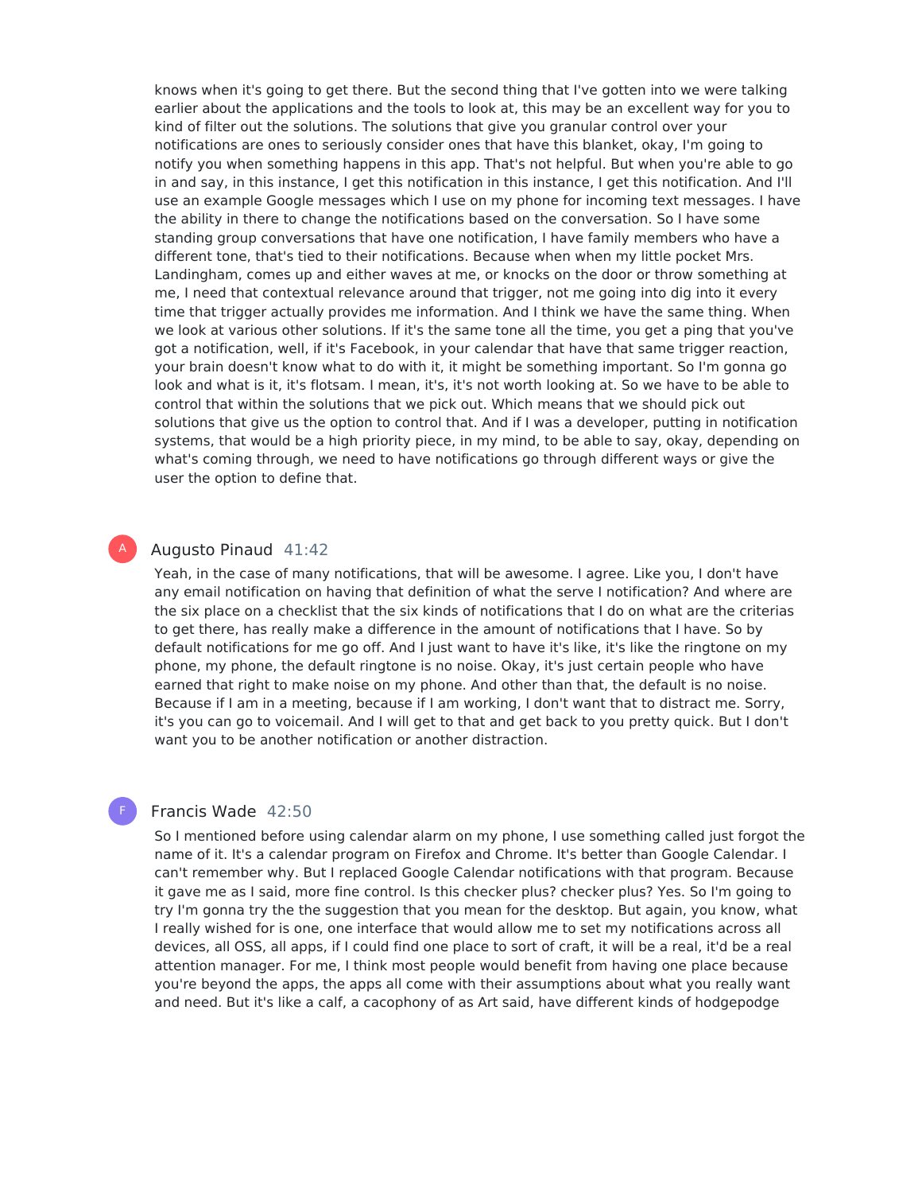knows when it's going to get there. But the second thing that I've gotten into we were talking earlier about the applications and the tools to look at, this may be an excellent way for you to kind of filter out the solutions. The solutions that give you granular control over your notifications are ones to seriously consider ones that have this blanket, okay, I'm going to notify you when something happens in this app. That's not helpful. But when you're able to go in and say, in this instance, I get this notification in this instance, I get this notification. And I'll use an example Google messages which I use on my phone for incoming text messages. I have the ability in there to change the notifications based on the conversation. So I have some standing group conversations that have one notification, I have family members who have a different tone, that's tied to their notifications. Because when when my little pocket Mrs. Landingham, comes up and either waves at me, or knocks on the door or throw something at me, I need that contextual relevance around that trigger, not me going into dig into it every time that trigger actually provides me information. And I think we have the same thing. When we look at various other solutions. If it's the same tone all the time, you get a ping that you've got a notification, well, if it's Facebook, in your calendar that have that same trigger reaction, your brain doesn't know what to do with it, it might be something important. So I'm gonna go look and what is it, it's flotsam. I mean, it's, it's not worth looking at. So we have to be able to control that within the solutions that we pick out. Which means that we should pick out solutions that give us the option to control that. And if I was a developer, putting in notification systems, that would be a high priority piece, in my mind, to be able to say, okay, depending on what's coming through, we need to have notifications go through different ways or give the user the option to define that.

**Augusto Pinaud** 41:42

Yeah, in the case of many notifications, that will be awesome. I agree. Like you, I don't have any email notification on having that definition of what the serve I notification? And where are the six place on a checklist that the six kinds of notifications that I do on what are the criterias to get there, has really make a difference in the amount of notifications that I have. So by default notifications for me go off. And I just want to have it's like, it's like the ringtone on my phone, my phone, the default ringtone is no noise. Okay, it's just certain people who have earned that right to make noise on my phone. And other than that, the default is no noise. Because if I am in a meeting, because if I am working, I don't want that to distract me. Sorry, it's you can go to voicemail. And I will get to that and get back to you pretty quick. But I don't want you to be another notification or another distraction.

**Francis Wade** 42:50

So I mentioned before using calendar alarm on my phone, I use something called just forgot the name of it. It's a calendar program on Firefox and Chrome. It's better than Google Calendar. I can't remember why. But I replaced Google Calendar notifications with that program. Because it gave me as I said, more fine control. Is this checker plus? checker plus? Yes. So I'm going to try I'm gonna try the the suggestion that you mean for the desktop. But again, you know, what I really wished for is one, one interface that would allow me to set my notifications across all devices, all OSS, all apps, if I could find one place to sort of craft, it will be a real, it'd be a real attention manager. For me, I think most people would benefit from having one place because you're beyond the apps, the apps all come with their assumptions about what you really want and need. But it's like a calf, a cacophony of as Art said, have different kinds of hodgepodge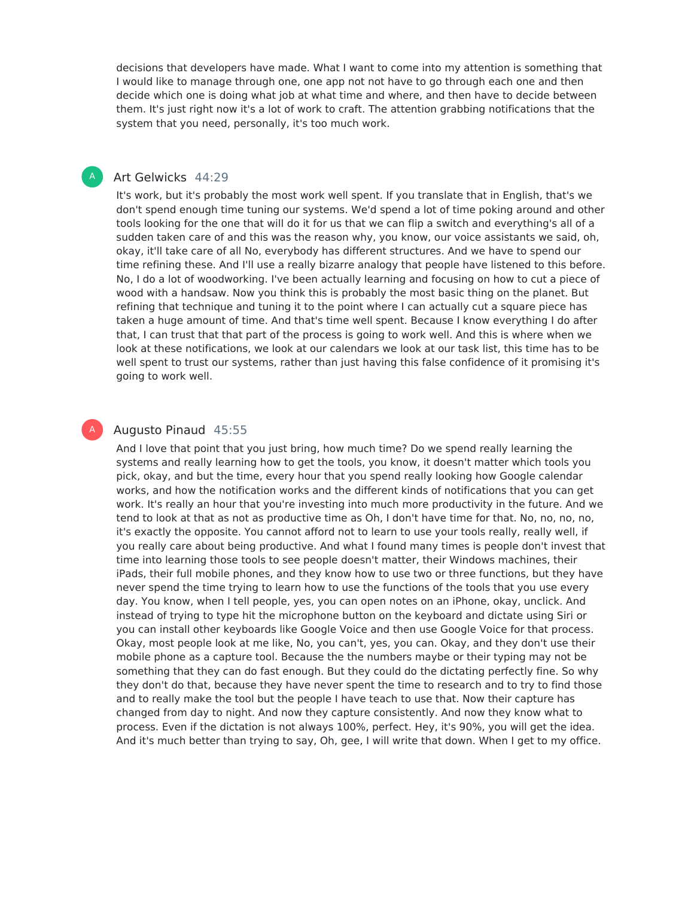decisions that developers have made. What I want to come into my attention is something that I would like to manage through one, one app not not have to go through each one and then decide which one is doing what job at what time and where, and then have to decide between them. It's just right now it's a lot of work to craft. The attention grabbing notifications that the system that you need, personally, it's too much work.

**Art Gelwicks** 44:29

It's work, but it's probably the most work well spent. If you translate that in English, that's we don't spend enough time tuning our systems. We'd spend a lot of time poking around and other tools looking for the one that will do it for us that we can flip a switch and everything's all of a sudden taken care of and this was the reason why, you know, our voice assistants we said, oh, okay, it'll take care of all No, everybody has different structures. And we have to spend our time refining these. And I'll use a really bizarre analogy that people have listened to this before. No, I do a lot of woodworking. I've been actually learning and focusing on how to cut a piece of wood with a handsaw. Now you think this is probably the most basic thing on the planet. But refining that technique and tuning it to the point where I can actually cut a square piece has taken a huge amount of time. And that's time well spent. Because I know everything I do after that, I can trust that that part of the process is going to work well. And this is where when we look at these notifications, we look at our calendars we look at our task list, this time has to be well spent to trust our systems, rather than just having this false confidence of it promising it's going to work well.

**Augusto Pinaud** 45:55

And I love that point that you just bring, how much time? Do we spend really learning the systems and really learning how to get the tools, you know, it doesn't matter which tools you pick, okay, and but the time, every hour that you spend really looking how Google calendar works, and how the notification works and the different kinds of notifications that you can get work. It's really an hour that you're investing into much more productivity in the future. And we tend to look at that as not as productive time as Oh, I don't have time for that. No, no, no, no, it's exactly the opposite. You cannot afford not to learn to use your tools really, really well, if you really care about being productive. And what I found many times is people don't invest that time into learning those tools to see people doesn't matter, their Windows machines, their iPads, their full mobile phones, and they know how to use two or three functions, but they have never spend the time trying to learn how to use the functions of the tools that you use every day. You know, when I tell people, yes, you can open notes on an iPhone, okay, unclick. And instead of trying to type hit the microphone button on the keyboard and dictate using Siri or you can install other keyboards like Google Voice and then use Google Voice for that process. Okay, most people look at me like, No, you can't, yes, you can. Okay, and they don't use their mobile phone as a capture tool. Because the the numbers maybe or their typing may not be something that they can do fast enough. But they could do the dictating perfectly fine. So why they don't do that, because they have never spent the time to research and to try to find those and to really make the tool but the people I have teach to use that. Now their capture has changed from day to night. And now they capture consistently. And now they know what to process. Even if the dictation is not always 100%, perfect. Hey, it's 90%, you will get the idea. And it's much better than trying to say, Oh, gee, I will write that down. When I get to my office.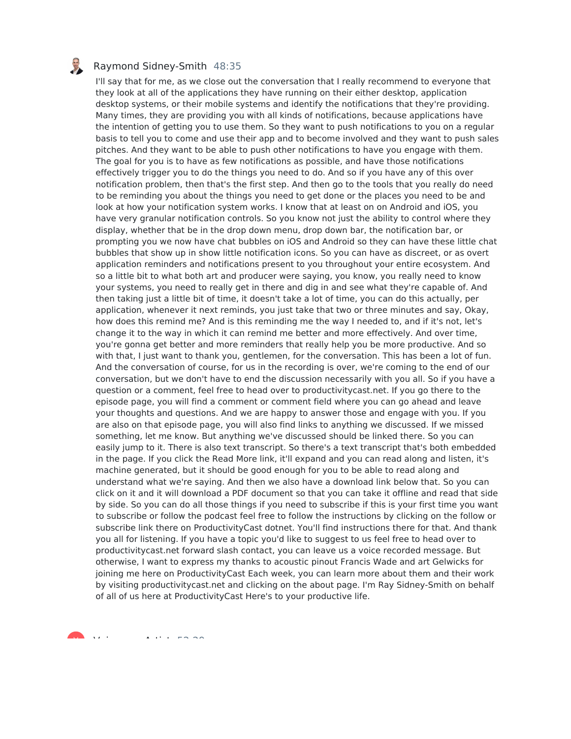Raymond Sidney-Smith 48:35

I'll say that for me, as we close out the conversation that I really recommend to everyone that they look at all of the applications they have running on their either desktop, application desktop systems, or their mobile systems and identify the notifications that they're providing. Many times, they are providing you with all kinds of notifications, because applications have the intention of getting you to use them. So they want to push notifications to you on a regular basis to tell you to come and use their app and to become involved and they want to push sales pitches. And they want to be able to push other notifications to have you engage with them. The goal for you is to have as few notifications as possible, and have those notifications effectively trigger you to do the things you need to do. And so if you have any of this over notification problem, then that's the first step. And then go to the tools that you really do need to be reminding you about the things you need to get done or the places you need to be and look at how your notification system works. I know that at least on on Android and iOS, you have very granular notification controls. So you know not just the ability to control where they display, whether that be in the drop down menu, drop down bar, the notification bar, or prompting you we now have chat bubbles on iOS and Android so they can have these little chat bubbles that show up in show little notification icons. So you can have as discreet, or as overt application reminders and notifications present to you throughout your entire ecosystem. And so a little bit to what both art and producer were saying, you know, you really need to know your systems, you need to really get in there and dig in and see what they're capable of. And then taking just a little bit of time, it doesn't take a lot of time, you can do this actually, per application, whenever it next reminds, you just take that two or three minutes and say, Okay, how does this remind me? And is this reminding me the way I needed to, and if it's not, let's change it to the way in which it can remind me better and more effectively. And over time, you're gonna get better and more reminders that really help you be more productive. And so with that, I just want to thank you, gentlemen, for the conversation. This has been a lot of fun. And the conversation of course, for us in the recording is over, we're coming to the end of our conversation, but we don't have to end the discussion necessarily with you all. So if you have a question or a comment, feel free to head over to productivitycast.net. If you go there to the episode page, you will find a comment or comment field where you can go ahead and leave your thoughts and questions. And we are happy to answer those and engage with you. If you are also on that episode page, you will also find links to anything we discussed. If we missed something, let me know. But anything we've discussed should be linked there. So you can easily jump to it. There is also text transcript. So there's a text transcript that's both embedded in the page. If you click the Read More link, it'll expand and you can read along and listen, it's machine generated, but it should be good enough for you to be able to read along and understand what we're saying. And then we also have a download link below that. So you can click on it and it will download a PDF document so that you can take it offline and read that side by side. So you can do all those things if you need to subscribe if this is your first time you want to subscribe or follow the podcast feel free to follow the instructions by clicking on the follow or subscribe link there on ProductivityCast dotnet. You'll find instructions there for that. And thank you all for listening. If you have a topic you'd like to suggest to us feel free to head over to productivitycast.net forward slash contact, you can leave us a voice recorded message. But otherwise, I want to express my thanks to acoustic pinout Francis Wade and art Gelwicks for joining me here on ProductivityCast Each week, you can learn more about them and their work by visiting productivitycast.net and clicking on the about page. I'm Ray Sidney-Smith on behalf of all of us here at ProductivityCast Here's to your productive life.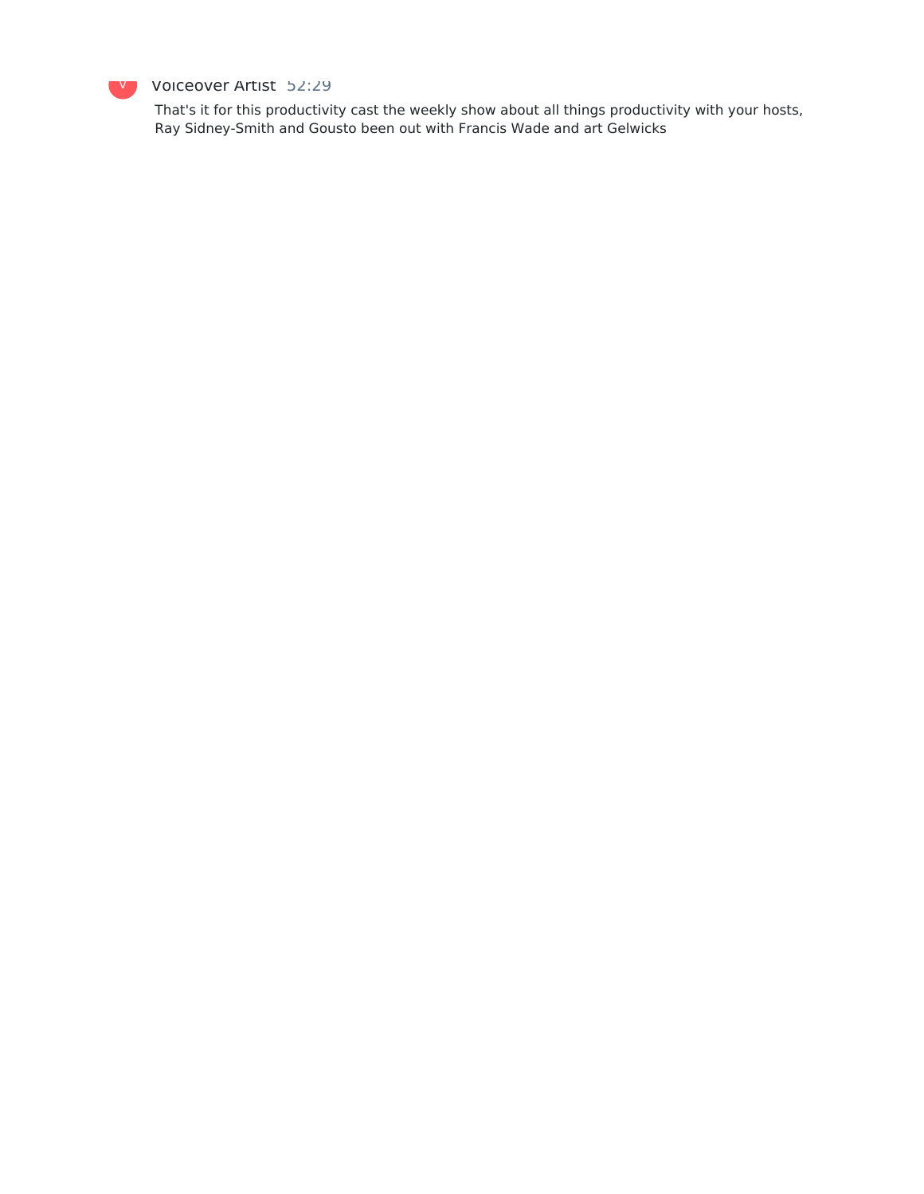Voiceover Artist 52:29

That's it for this productivity cast the weekly show about all things productivity with your hosts, Ray Sidney-Smith and Gousto been out with Francis Wade and art Gelwicks